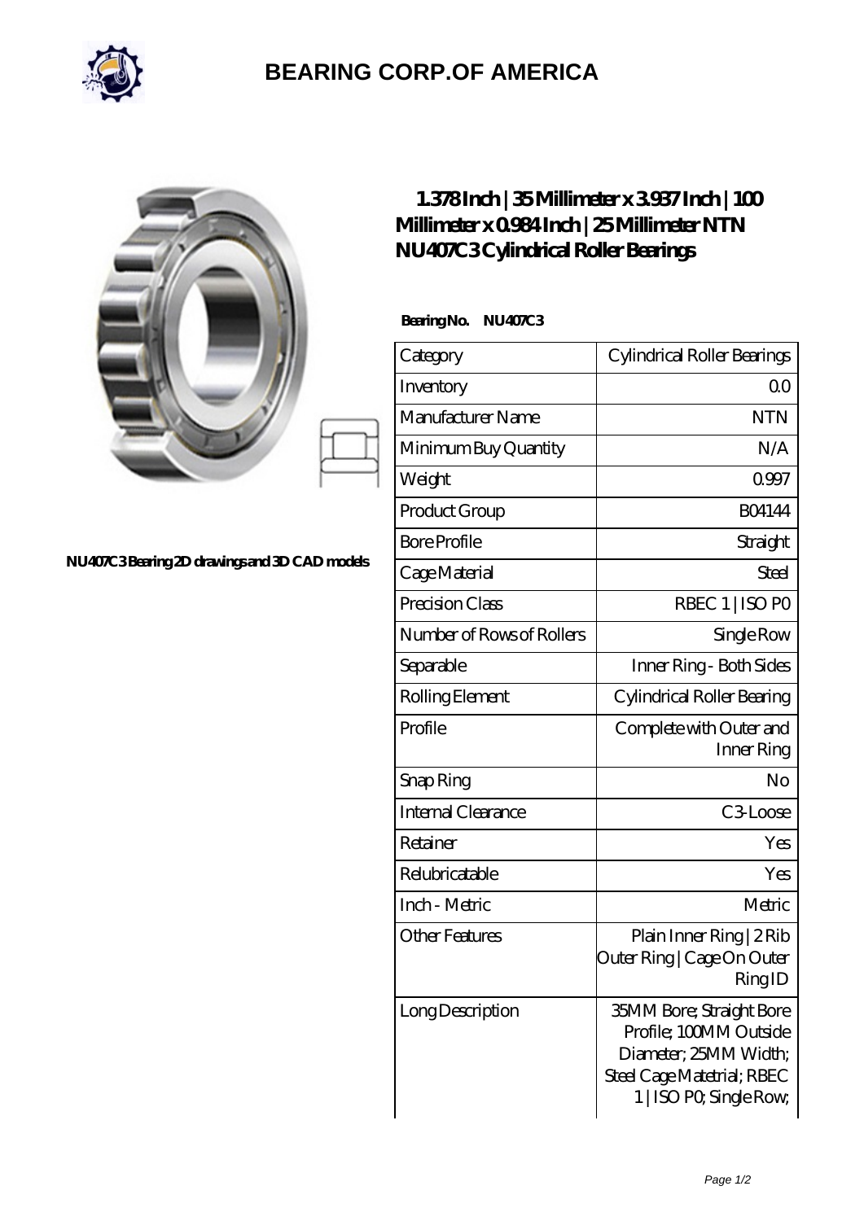# BEARING CORP.OF AMERICA

NU407C3 Bearing 2D drawings and 3D CAD models

## 1.378 Inch | 35 Millimeter x 3.937 Inch | 100 Millimeter x 0.984 Inch | 25 Millimeter NTN NU407C3 Cylindrical Roller Bearings

**Bearing No. NU407C3**

| Category | Cylindrical Roller Bearings |
| --- | --- |
| Inventory | 0.0 |
| Manufacturer Name | NTN |
| Minimum Buy Quantity | N/A |
| Weight | 0.997 |
| Product Group | B04144 |
| Bore Profile | Straight |
| Cage Material | Steel |
| Precision Class | RBEC 1 \| ISO P0 |
| Number of Rows of Rollers | Single Row |
| Separable | Inner Ring - Both Sides |
| Rolling Element | Cylindrical Roller Bearing |
| Profile | Complete with Outer and Inner Ring |
| Snap Ring | No |
| Internal Clearance | C3-Loose |
| Retainer | Yes |
| Relubricatable | Yes |
| Inch - Metric | Metric |
| Other Features | Plain Inner Ring \| 2 Rib Outer Ring \| Cage On Outer Ring ID |
| Long Description | 35MM Bore; Straight Bore Profile; 100MM Outside Diameter; 25MM Width; Steel Cage Matetrial; RBEC 1 \| ISO P0; Single Row; |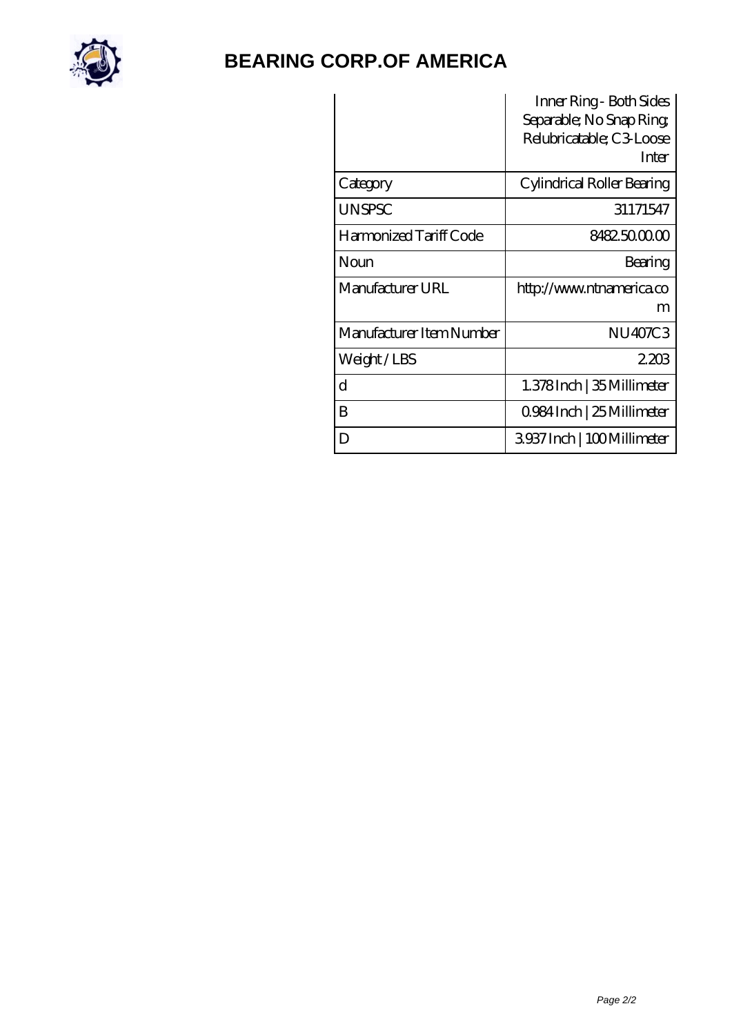# BEARING CORP.OF AMERICA

| | |
|---|---|
| | Inner Ring - Both Sides Separable; No Snap Ring; Relubricatable; C3-Loose Inter |
| Category | Cylindrical Roller Bearing |
| UNSPSC | 31171547 |
| Harmonized Tariff Code | 8482.50.00.00 |
| Noun | Bearing |
| Manufacturer URL | http://www.ntnamerica.com |
| Manufacturer Item Number | NU407C3 |
| Weight / LBS | 2.203 |
| d | 1.378 Inch \| 35 Millimeter |
| B | 0.984 Inch \| 25 Millimeter |
| D | 3.937 Inch \| 100 Millimeter |